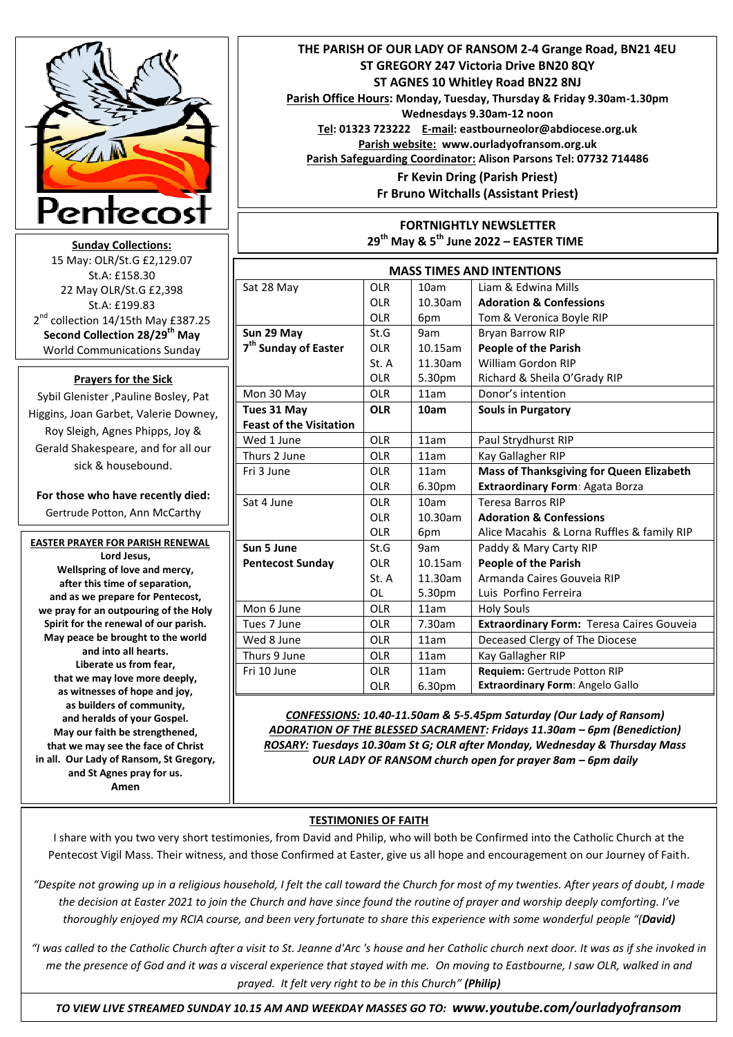Pentecost

**THE PARISH OF OUR LADY OF RANSOM 2-4 Grange Road, BN21 4EU**
**ST GREGORY 247 Victoria Drive BN20 8QY**
**ST AGNES 10 Whitley Road BN22 8NJ**
**Parish Office Hours: Monday, Tuesday, Thursday & Friday 9.30am-1.30pm**
**Wednesdays 9.30am-12 noon**
**Tel: 01323 723222 E-mail: eastbourneolor@abdiocese.org.uk**
**Parish website: www.ourladyofransom.org.uk**
**Parish Safeguarding Coordinator: Alison Parsons Tel: 07732 714486**
**Fr Kevin Dring (Parish Priest)**
**Fr Bruno Witchalls (Assistant Priest)**

**FORTNIGHTLY NEWSLETTER**
**29th May & 5th June 2022 – EASTER TIME**

**Sunday Collections:**
15 May: OLR/St.G £2,129.07
St.A: £158.30
22 May OLR/St.G £2,398
St.A: £199.83
2nd collection 14/15th May £387.25
**Second Collection 28/29th May**
World Communications Sunday

**Prayers for the Sick**
Sybil Glenister ,Pauline Bosley, Pat Higgins, Joan Garbet, Valerie Downey, Roy Sleigh, Agnes Phipps, Joy & Gerald Shakespeare, and for all our sick & housebound.

**For those who have recently died:**
Gertrude Potton, Ann McCarthy

**EASTER PRAYER FOR PARISH RENEWAL**
**Lord Jesus,**
**Wellspring of love and mercy,**
**after this time of separation,**
**and as we prepare for Pentecost,**
**we pray for an outpouring of the Holy Spirit for the renewal of our parish.**
**May peace be brought to the world and into all hearts.**
**Liberate us from fear,**
**that we may love more deeply,**
**as witnesses of hope and joy,**
**as builders of community,**
**and heralds of your Gospel.**
**May our faith be strengthened,**
**that we may see the face of Christ in all. Our Lady of Ransom, St Gregory, and St Agnes pray for us.**
**Amen**

**MASS TIMES AND INTENTIONS**

| | | | |
|---|---|---|---|
| Sat 28 May | OLR | 10am | Liam & Edwina Mills |
| | OLR | 10.30am | **Adoration & Confessions** |
| | OLR | 6pm | Tom & Veronica Boyle RIP |
| **Sun 29 May** | St.G | 9am | Bryan Barrow RIP |
| **7th Sunday of Easter** | OLR | 10.15am | **People of the Parish** |
| | St. A | 11.30am | William Gordon RIP |
| | OLR | 5.30pm | Richard & Sheila O'Grady RIP |
| Mon 30 May | OLR | 11am | Donor's intention |
| **Tues 31 May** | **OLR** | **10am** | **Souls in Purgatory** |
| **Feast of the Visitation** | | | |
| Wed 1 June | OLR | 11am | Paul Strydhurst RIP |
| Thurs 2 June | OLR | 11am | Kay Gallagher RIP |
| Fri 3 June | OLR | 11am | **Mass of Thanksgiving for Queen Elizabeth** |
| | OLR | 6.30pm | **Extraordinary Form**: Agata Borza |
| Sat 4 June | OLR | 10am | Teresa Barros RIP |
| | OLR | 10.30am | **Adoration & Confessions** |
| | OLR | 6pm | Alice Macahis & Lorna Ruffles & family RIP |
| **Sun 5 June** | St.G | 9am | Paddy & Mary Carty RIP |
| **Pentecost Sunday** | OLR | 10.15am | **People of the Parish** |
| | St. A | 11.30am | Armanda Caires Gouveia RIP |
| | OL | 5.30pm | Luis Porfino Ferreira |
| Mon 6 June | OLR | 11am | Holy Souls |
| Tues 7 June | OLR | 7.30am | **Extraordinary Form:** Teresa Caires Gouveia |
| Wed 8 June | OLR | 11am | Deceased Clergy of The Diocese |
| Thurs 9 June | OLR | 11am | Kay Gallagher RIP |
| Fri 10 June | OLR | 11am | **Requiem:** Gertrude Potton RIP |
| | OLR | 6.30pm | **Extraordinary Form**: Angelo Gallo |

***CONFESSIONS:* *10.40-11.50am & 5-5.45pm Saturday (Our Lady of Ransom)***
***ADORATION OF THE BLESSED SACRAMENT:* *Fridays 11.30am – 6pm (Benediction)***
***ROSARY:* *Tuesdays 10.30am St G; OLR after Monday, Wednesday & Thursday Mass***
***OUR LADY OF RANSOM church open for prayer 8am – 6pm daily***

**TESTIMONIES OF FAITH**

I share with you two very short testimonies, from David and Philip, who will both be Confirmed into the Catholic Church at the Pentecost Vigil Mass. Their witness, and those Confirmed at Easter, give us all hope and encouragement on our Journey of Faith.

*"Despite not growing up in a religious household, I felt the call toward the Church for most of my twenties. After years of doubt, I made the decision at Easter 2021 to join the Church and have since found the routine of prayer and worship deeply comforting. I've thoroughly enjoyed my RCIA course, and been very fortunate to share this experience with some wonderful people "(**David**)*

*"I was called to the Catholic Church after a visit to St. Jeanne d'Arc 's house and her Catholic church next door. It was as if she invoked in me the presence of God and it was a visceral experience that stayed with me. On moving to Eastbourne, I saw OLR, walked in and prayed. It felt very right to be in this Church" **(Philip)***

***TO VIEW LIVE STREAMED SUNDAY 10.15 AM AND WEEKDAY MASSES GO TO: www.youtube.com/ourladyofransom***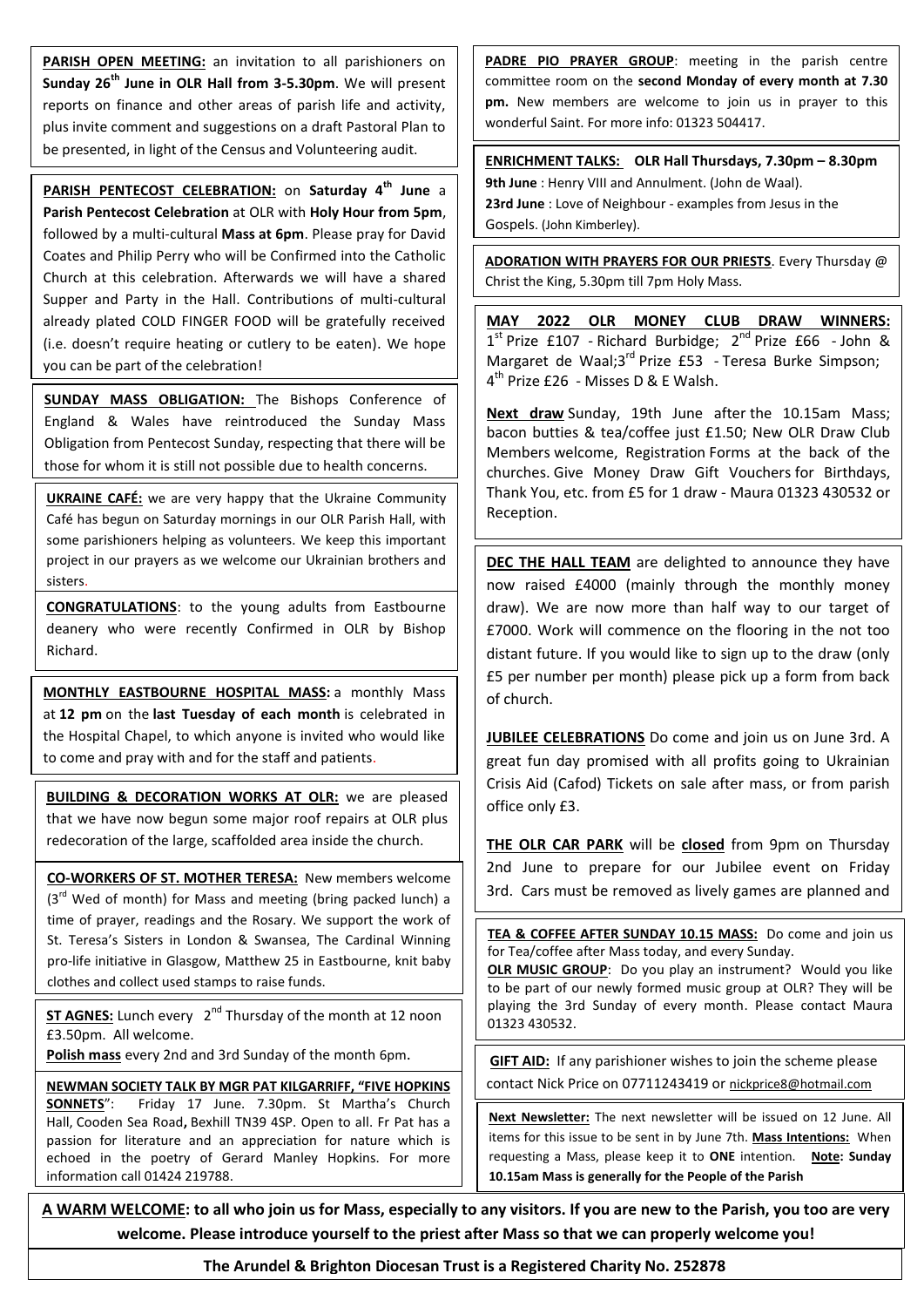**PARISH OPEN MEETING:** an invitation to all parishioners on **Sunday 26th June in OLR Hall from 3-5.30pm**. We will present reports on finance and other areas of parish life and activity, plus invite comment and suggestions on a draft Pastoral Plan to be presented, in light of the Census and Volunteering audit.

**PARISH PENTECOST CELEBRATION:** on **Saturday 4th June** a **Parish Pentecost Celebration** at OLR with **Holy Hour from 5pm**, followed by a multi-cultural **Mass at 6pm**. Please pray for David Coates and Philip Perry who will be Confirmed into the Catholic Church at this celebration. Afterwards we will have a shared Supper and Party in the Hall. Contributions of multi-cultural already plated COLD FINGER FOOD will be gratefully received (i.e. doesn't require heating or cutlery to be eaten). We hope you can be part of the celebration!

**SUNDAY MASS OBLIGATION:** The Bishops Conference of England & Wales have reintroduced the Sunday Mass Obligation from Pentecost Sunday, respecting that there will be those for whom it is still not possible due to health concerns.

**UKRAINE CAFÉ:** we are very happy that the Ukraine Community Café has begun on Saturday mornings in our OLR Parish Hall, with some parishioners helping as volunteers. We keep this important project in our prayers as we welcome our Ukrainian brothers and sisters.

**CONGRATULATIONS**: to the young adults from Eastbourne deanery who were recently Confirmed in OLR by Bishop Richard.

**MONTHLY EASTBOURNE HOSPITAL MASS:** a monthly Mass at **12 pm** on the **last Tuesday of each month** is celebrated in the Hospital Chapel, to which anyone is invited who would like to come and pray with and for the staff and patients.

**BUILDING & DECORATION WORKS AT OLR:** we are pleased that we have now begun some major roof repairs at OLR plus redecoration of the large, scaffolded area inside the church.

**CO-WORKERS OF ST. MOTHER TERESA:** New members welcome (3rd Wed of month) for Mass and meeting (bring packed lunch) a time of prayer, readings and the Rosary. We support the work of St. Teresa's Sisters in London & Swansea, The Cardinal Winning pro-life initiative in Glasgow, Matthew 25 in Eastbourne, knit baby clothes and collect used stamps to raise funds.

**ST AGNES:** Lunch every 2nd Thursday of the month at 12 noon £3.50pm. All welcome.
**Polish mass** every 2nd and 3rd Sunday of the month 6pm.

**NEWMAN SOCIETY TALK BY MGR PAT KILGARRIFF, "FIVE HOPKINS SONNETS"**: Friday 17 June. 7.30pm. St Martha's Church Hall, Cooden Sea Road, Bexhill TN39 4SP. Open to all. Fr Pat has a passion for literature and an appreciation for nature which is echoed in the poetry of Gerard Manley Hopkins. For more information call 01424 219788.

**PADRE PIO PRAYER GROUP**: meeting in the parish centre committee room on the **second Monday of every month at 7.30 pm.** New members are welcome to join us in prayer to this wonderful Saint. For more info: 01323 504417.

**ENRICHMENT TALKS: OLR Hall Thursdays, 7.30pm – 8.30pm**
**9th June** : Henry VIII and Annulment. (John de Waal).
**23rd June** : Love of Neighbour - examples from Jesus in the Gospels. (John Kimberley).

**ADORATION WITH PRAYERS FOR OUR PRIESTS**. Every Thursday @ Christ the King, 5.30pm till 7pm Holy Mass.

**MAY 2022 OLR MONEY CLUB DRAW WINNERS:** 1st Prize £107 - Richard Burbidge; 2nd Prize £66 - John & Margaret de Waal;3rd Prize £53 - Teresa Burke Simpson; 4th Prize £26 - Misses D & E Walsh.

**Next draw** Sunday, 19th June after the 10.15am Mass; bacon butties & tea/coffee just £1.50; New OLR Draw Club Members welcome, Registration Forms at the back of the churches. Give Money Draw Gift Vouchers for Birthdays, Thank You, etc. from £5 for 1 draw - Maura 01323 430532 or Reception.

**DEC THE HALL TEAM** are delighted to announce they have now raised £4000 (mainly through the monthly money draw). We are now more than half way to our target of £7000. Work will commence on the flooring in the not too distant future. If you would like to sign up to the draw (only £5 per number per month) please pick up a form from back of church.

**JUBILEE CELEBRATIONS** Do come and join us on June 3rd. A great fun day promised with all profits going to Ukrainian Crisis Aid (Cafod) Tickets on sale after mass, or from parish office only £3.

**THE OLR CAR PARK** will be **closed** from 9pm on Thursday 2nd June to prepare for our Jubilee event on Friday 3rd. Cars must be removed as lively games are planned and

**TEA & COFFEE AFTER SUNDAY 10.15 MASS:** Do come and join us for Tea/coffee after Mass today, and every Sunday.
**OLR MUSIC GROUP**: Do you play an instrument? Would you like to be part of our newly formed music group at OLR? They will be playing the 3rd Sunday of every month. Please contact Maura 01323 430532.

**GIFT AID:** If any parishioner wishes to join the scheme please contact Nick Price on 07711243419 or nickprice8@hotmail.com

**Next Newsletter:** The next newsletter will be issued on 12 June. All items for this issue to be sent in by June 7th. **Mass Intentions:** When requesting a Mass, please keep it to **ONE** intention. **Note: Sunday 10.15am Mass is generally for the People of the Parish**

**A WARM WELCOME: to all who join us for Mass, especially to any visitors. If you are new to the Parish, you too are very welcome. Please introduce yourself to the priest after Mass so that we can properly welcome you!**

**The Arundel & Brighton Diocesan Trust is a Registered Charity No. 252878**